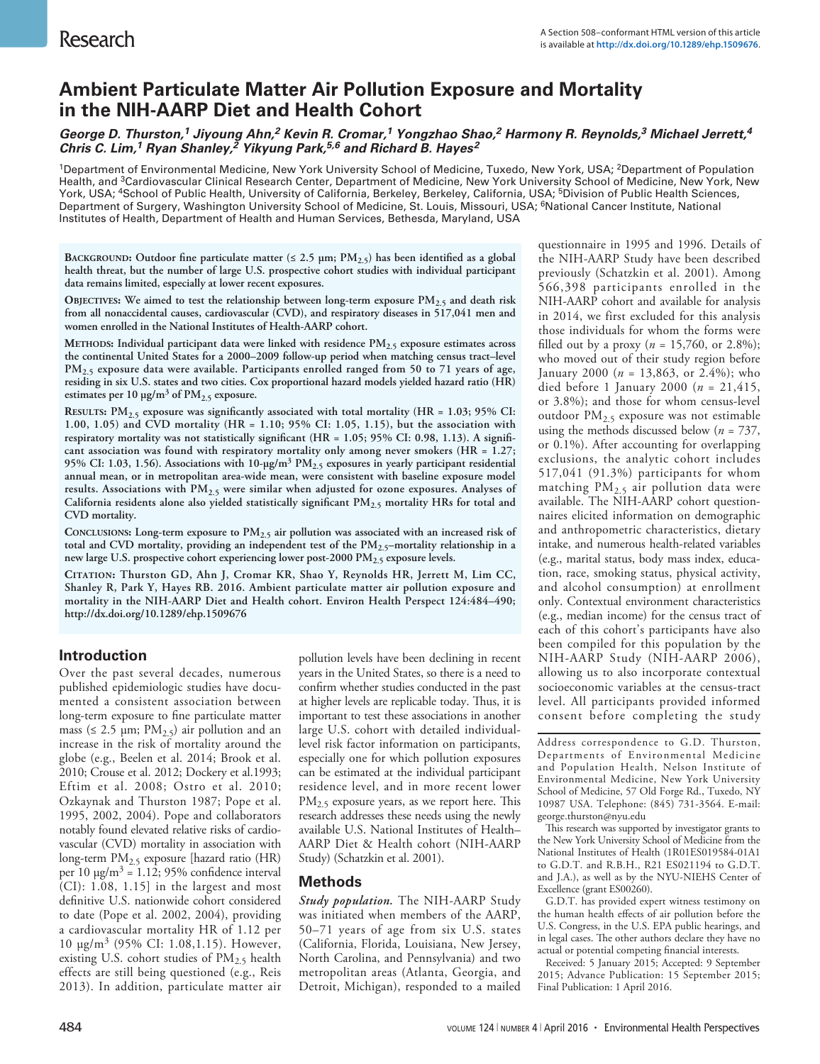# Ambient Particulate Matter Air Pollution Exposure and Mortality in the NIH-AARP Diet and Health Cohort

*George D. Thurston,[1] Jiyoung Ahn,[2] Kevin R. Cromar,[1] Yongzhao Shao,[2] Harmony R. Reynolds,[3] Michael Jerrett,[4] Chris C. Lim,[1] Ryan Shanley,[2] Yikyung Park,[5,6] and Richard B. Hayes[2]*

[1]Department of Environmental Medicine, New York University School of Medicine, Tuxedo, New York, USA; [2]Department of Population Health, and [3]Cardiovascular Clinical Research Center, Department of Medicine, New York University School of Medicine, New York, New York, USA; [4]School of Public Health, University of California, Berkeley, Berkeley, California, USA; [5]Division of Public Health Sciences, Department of Surgery, Washington University School of Medicine, St. Louis, Missouri, USA; [6]National Cancer Institute, National Institutes of Health, Department of Health and Human Services, Bethesda, Maryland, USA

**Background: Outdoor fine particulate matter (≤ 2.5 μm; $PM_{2.5}$) has been identified as a global health threat, but the number of large U.S. prospective cohort studies with individual participant data remains limited, especially at lower recent exposures.**

**Objectives: We aimed to test the relationship between long-term exposure $PM_{2.5}$ and death risk from all nonaccidental causes, cardiovascular (CVD), and respiratory diseases in 517,041 men and women enrolled in the National Institutes of Health-AARP cohort.**

**Methods: Individual participant data were linked with residence $PM_{2.5}$ exposure estimates across the continental United States for a 2000–2009 follow-up period when matching census tract–level $PM_{2.5}$ exposure data were available. Participants enrolled ranged from 50 to 71 years of age, residing in six U.S. states and two cities. Cox proportional hazard models yielded hazard ratio (HR) estimates per 10 μg/m³ of $PM_{2.5}$ exposure.**

**Results: $PM_{2.5}$ exposure was significantly associated with total mortality (HR = 1.03; 95% CI: 1.00, 1.05) and CVD mortality (HR = 1.10; 95% CI: 1.05, 1.15), but the association with respiratory mortality was not statistically significant (HR = 1.05; 95% CI: 0.98, 1.13). A significant association was found with respiratory mortality only among never smokers (HR = 1.27; 95% CI: 1.03, 1.56). Associations with 10-μg/m³ $PM_{2.5}$ exposures in yearly participant residential annual mean, or in metropolitan area-wide mean, were consistent with baseline exposure model results. Associations with $PM_{2.5}$ were similar when adjusted for ozone exposures. Analyses of California residents alone also yielded statistically significant $PM_{2.5}$ mortality HRs for total and CVD mortality.**

**Conclusions: Long-term exposure to $PM_{2.5}$ air pollution was associated with an increased risk of total and CVD mortality, providing an independent test of the $PM_{2.5}$–mortality relationship in a new large U.S. prospective cohort experiencing lower post-2000 $PM_{2.5}$ exposure levels.**

**Citation: Thurston GD, Ahn J, Cromar KR, Shao Y, Reynolds HR, Jerrett M, Lim CC, Shanley R, Park Y, Hayes RB. 2016. Ambient particulate matter air pollution exposure and mortality in the NIH-AARP Diet and Health cohort. Environ Health Perspect 124:484–490; http://dx.doi.org/10.1289/ehp.1509676**

## Introduction

Over the past several decades, numerous published epidemiologic studies have documented a consistent association between long-term exposure to fine particulate matter mass (≤ 2.5 μm; $PM_{2.5}$) air pollution and an increase in the risk of mortality around the globe (e.g., Beelen et al. 2014; Brook et al. 2010; Crouse et al. 2012; Dockery et al.1993; Eftim et al. 2008; Ostro et al. 2010; Ozkaynak and Thurston 1987; Pope et al. 1995, 2002, 2004). Pope and collaborators notably found elevated relative risks of cardiovascular (CVD) mortality in association with long-term $PM_{2.5}$ exposure [hazard ratio (HR) per 10 μg/m³ = 1.12; 95% confidence interval (CI): 1.08, 1.15] in the largest and most definitive U.S. nationwide cohort considered to date (Pope et al. 2002, 2004), providing a cardiovascular mortality HR of 1.12 per 10 μg/m³ (95% CI: 1.08,1.15). However, existing U.S. cohort studies of $PM_{2.5}$ health effects are still being questioned (e.g., Reis 2013). In addition, particulate matter air pollution levels have been declining in recent years in the United States, so there is a need to confirm whether studies conducted in the past at higher levels are replicable today. Thus, it is important to test these associations in another large U.S. cohort with detailed individual-level risk factor information on participants, especially one for which pollution exposures can be estimated at the individual participant residence level, and in more recent lower $PM_{2.5}$ exposure years, as we report here. This research addresses these needs using the newly available U.S. National Institutes of Health–AARP Diet & Health cohort (NIH-AARP Study) (Schatzkin et al. 2001).

## Methods

*Study population.* The NIH-AARP Study was initiated when members of the AARP, 50–71 years of age from six U.S. states (California, Florida, Louisiana, New Jersey, North Carolina, and Pennsylvania) and two metropolitan areas (Atlanta, Georgia, and Detroit, Michigan), responded to a mailed questionnaire in 1995 and 1996. Details of the NIH-AARP Study have been described previously (Schatzkin et al. 2001). Among 566,398 participants enrolled in the NIH-AARP cohort and available for analysis in 2014, we first excluded for this analysis those individuals for whom the forms were filled out by a proxy ($n$ = 15,760, or 2.8%); who moved out of their study region before January 2000 ($n$ = 13,863, or 2.4%); who died before 1 January 2000 ($n$ = 21,415, or 3.8%); and those for whom census-level outdoor $PM_{2.5}$ exposure was not estimable using the methods discussed below ($n$ = 737, or 0.1%). After accounting for overlapping exclusions, the analytic cohort includes 517,041 (91.3%) participants for whom matching $PM_{2.5}$ air pollution data were available. The NIH-AARP cohort questionnaires elicited information on demographic and anthropometric characteristics, dietary intake, and numerous health-related variables (e.g., marital status, body mass index, education, race, smoking status, physical activity, and alcohol consumption) at enrollment only. Contextual environment characteristics (e.g., median income) for the census tract of each of this cohort's participants have also been compiled for this population by the NIH-AARP Study (NIH-AARP 2006), allowing us to also incorporate contextual socioeconomic variables at the census-tract level. All participants provided informed consent before completing the study

Address correspondence to G.D. Thurston, Departments of Environmental Medicine and Population Health, Nelson Institute of Environmental Medicine, New York University School of Medicine, 57 Old Forge Rd., Tuxedo, NY 10987 USA. Telephone: (845) 731-3564. E-mail: george.thurston@nyu.edu

This research was supported by investigator grants to the New York University School of Medicine from the National Institutes of Health (1R01ES019584-01A1 to G.D.T. and R.B.H., R21 ES021194 to G.D.T. and J.A.), as well as by the NYU-NIEHS Center of Excellence (grant ES00260).

G.D.T. has provided expert witness testimony on the human health effects of air pollution before the U.S. Congress, in the U.S. EPA public hearings, and in legal cases. The other authors declare they have no actual or potential competing financial interests.

Received: 5 January 2015; Accepted: 9 September 2015; Advance Publication: 15 September 2015; Final Publication: 1 April 2016.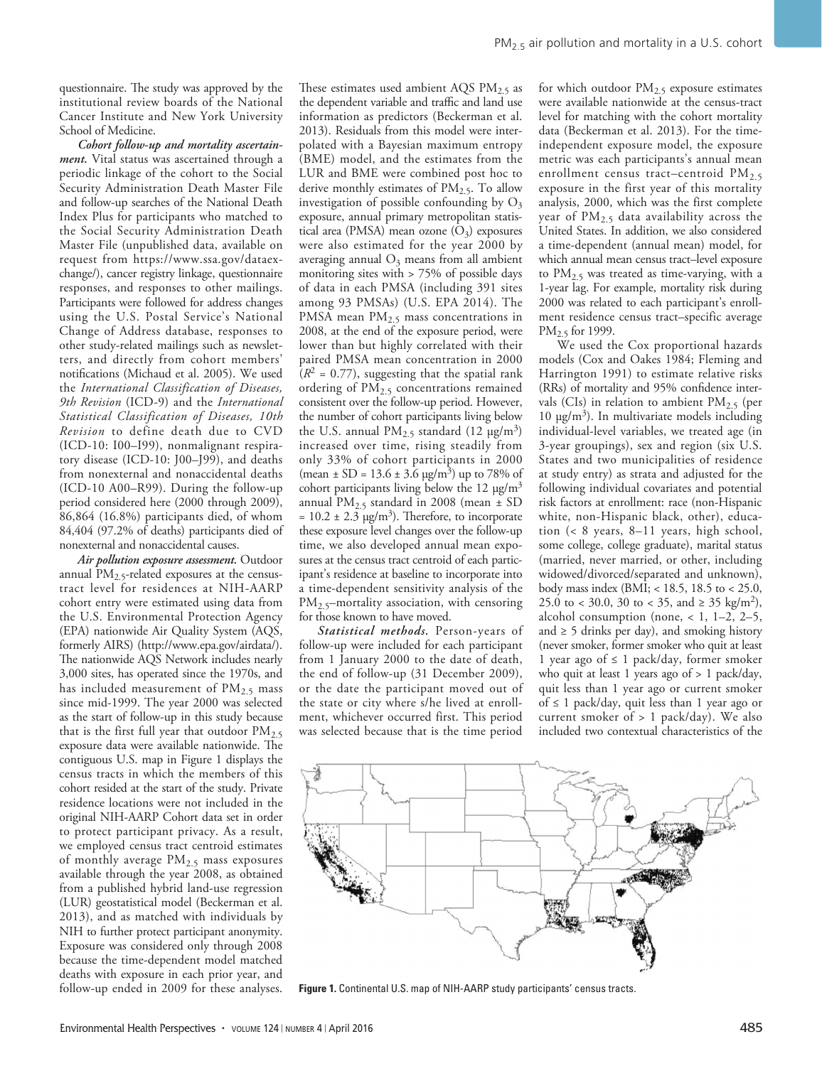questionnaire. The study was approved by the institutional review boards of the National Cancer Institute and New York University School of Medicine.

***Cohort follow-up and mortality ascertainment.*** Vital status was ascertained through a periodic linkage of the cohort to the Social Security Administration Death Master File and follow-up searches of the National Death Index Plus for participants who matched to the Social Security Administration Death Master File (unpublished data, available on request from https://www.ssa.gov/dataexchange/), cancer registry linkage, questionnaire responses, and responses to other mailings. Participants were followed for address changes using the U.S. Postal Service's National Change of Address database, responses to other study-related mailings such as newsletters, and directly from cohort members' notifications (Michaud et al. 2005). We used the *International Classification of Diseases, 9th Revision* (ICD-9) and the *International Statistical Classification of Diseases, 10th Revision* to define death due to CVD (ICD-10: I00–I99), nonmalignant respiratory disease (ICD-10: J00–J99), and deaths from nonexternal and nonaccidental deaths (ICD-10 A00–R99). During the follow-up period considered here (2000 through 2009), 86,864 (16.8%) participants died, of whom 84,404 (97.2% of deaths) participants died of nonexternal and nonaccidental causes.

***Air pollution exposure assessment.*** Outdoor annual $PM_{2.5}$-related exposures at the census-tract level for residences at NIH-AARP cohort entry were estimated using data from the U.S. Environmental Protection Agency (EPA) nationwide Air Quality System (AQS, formerly AIRS) (http://www.epa.gov/airdata/). The nationwide AQS Network includes nearly 3,000 sites, has operated since the 1970s, and has included measurement of $PM_{2.5}$ mass since mid-1999. The year 2000 was selected as the start of follow-up in this study because that is the first full year that outdoor $PM_{2.5}$ exposure data were available nationwide. The contiguous U.S. map in Figure 1 displays the census tracts in which the members of this cohort resided at the start of the study. Private residence locations were not included in the original NIH-AARP Cohort data set in order to protect participant privacy. As a result, we employed census tract centroid estimates of monthly average $PM_{2.5}$ mass exposures available through the year 2008, as obtained from a published hybrid land-use regression (LUR) geostatistical model (Beckerman et al. 2013), and as matched with individuals by NIH to further protect participant anonymity. Exposure was considered only through 2008 because the time-dependent model matched deaths with exposure in each prior year, and follow-up ended in 2009 for these analyses. These estimates used ambient AQS $PM_{2.5}$ as the dependent variable and traffic and land use information as predictors (Beckerman et al. 2013). Residuals from this model were interpolated with a Bayesian maximum entropy (BME) model, and the estimates from the LUR and BME were combined post hoc to derive monthly estimates of $PM_{2.5}$. To allow investigation of possible confounding by $O_3$ exposure, annual primary metropolitan statistical area (PMSA) mean ozone ($O_3$) exposures were also estimated for the year 2000 by averaging annual $O_3$ means from all ambient monitoring sites with > 75% of possible days of data in each PMSA (including 391 sites among 93 PMSAs) (U.S. EPA 2014). The PMSA mean $PM_{2.5}$ mass concentrations in 2008, at the end of the exposure period, were lower than but highly correlated with their paired PMSA mean concentration in 2000 ($R^2 = 0.77$), suggesting that the spatial rank ordering of $PM_{2.5}$ concentrations remained consistent over the follow-up period. However, the number of cohort participants living below the U.S. annual $PM_{2.5}$ standard (12 μg/m$^3$) increased over time, rising steadily from only 33% of cohort participants in 2000 (mean ± SD = 13.6 ± 3.6 μg/m$^3$) up to 78% of cohort participants living below the 12 μg/m$^3$ annual $PM_{2.5}$ standard in 2008 (mean ± SD = 10.2 ± 2.3 μg/m$^3$). Therefore, to incorporate these exposure level changes over the follow-up time, we also developed annual mean exposures at the census tract centroid of each participant's residence at baseline to incorporate into a time-dependent sensitivity analysis of the $PM_{2.5}$–mortality association, with censoring for those known to have moved.

***Statistical methods.*** Person-years of follow-up were included for each participant from 1 January 2000 to the date of death, the end of follow-up (31 December 2009), or the date the participant moved out of the state or city where s/he lived at enrollment, whichever occurred first. This period was selected because that is the time period for which outdoor $PM_{2.5}$ exposure estimates were available nationwide at the census-tract level for matching with the cohort mortality data (Beckerman et al. 2013). For the time-independent exposure model, the exposure metric was each participants's annual mean enrollment census tract–centroid $PM_{2.5}$ exposure in the first year of this mortality analysis, 2000, which was the first complete year of $PM_{2.5}$ data availability across the United States. In addition, we also considered a time-dependent (annual mean) model, for which annual mean census tract–level exposure to $PM_{2.5}$ was treated as time-varying, with a 1-year lag. For example, mortality risk during 2000 was related to each participant's enrollment residence census tract–specific average $PM_{2.5}$ for 1999.

We used the Cox proportional hazards models (Cox and Oakes 1984; Fleming and Harrington 1991) to estimate relative risks (RRs) of mortality and 95% confidence intervals (CIs) in relation to ambient $PM_{2.5}$ (per 10 μg/m$^3$). In multivariate models including individual-level variables, we treated age (in 3-year groupings), sex and region (six U.S. States and two municipalities of residence at study entry) as strata and adjusted for the following individual covariates and potential risk factors at enrollment: race (non-Hispanic white, non-Hispanic black, other), education (< 8 years, 8–11 years, high school, some college, college graduate), marital status (married, never married, or other, including widowed/divorced/separated and unknown), body mass index (BMI; < 18.5, 18.5 to < 25.0, 25.0 to < 30.0, 30 to < 35, and ≥ 35 kg/m$^2$), alcohol consumption (none, < 1, 1–2, 2–5, and ≥ 5 drinks per day), and smoking history (never smoker, former smoker who quit at least 1 year ago of ≤ 1 pack/day, former smoker who quit at least 1 years ago of > 1 pack/day, quit less than 1 year ago or current smoker of ≤ 1 pack/day, quit less than 1 year ago or current smoker of > 1 pack/day). We also included two contextual characteristics of the

**Figure 1.** Continental U.S. map of NIH-AARP study participants' census tracts.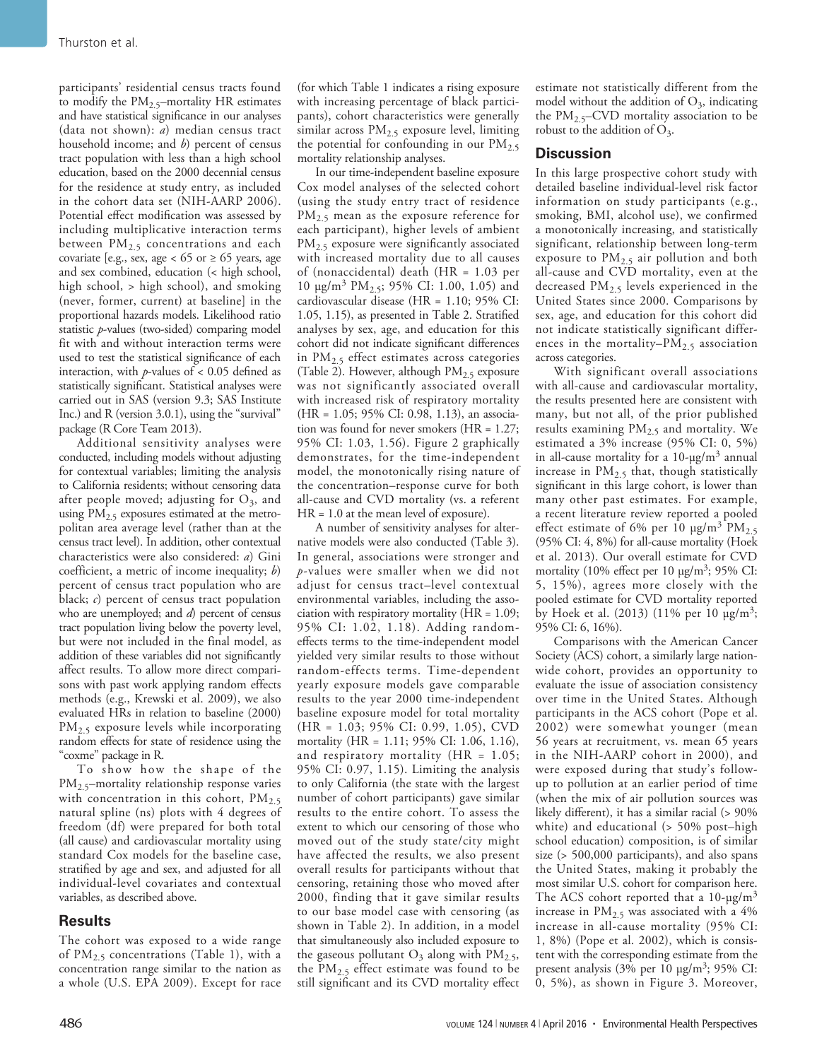participants' residential census tracts found to modify the $PM_{2.5}$–mortality HR estimates and have statistical significance in our analyses (data not shown): *a*) median census tract household income; and *b*) percent of census tract population with less than a high school education, based on the 2000 decennial census for the residence at study entry, as included in the cohort data set (NIH-AARP 2006). Potential effect modification was assessed by including multiplicative interaction terms between $PM_{2.5}$ concentrations and each covariate [e.g., sex, age < 65 or ≥ 65 years, age and sex combined, education (< high school, high school, > high school), and smoking (never, former, current) at baseline] in the proportional hazards models. Likelihood ratio statistic *p*-values (two-sided) comparing model fit with and without interaction terms were used to test the statistical significance of each interaction, with *p*-values of < 0.05 defined as statistically significant. Statistical analyses were carried out in SAS (version 9.3; SAS Institute Inc.) and R (version 3.0.1), using the "survival" package (R Core Team 2013).

Additional sensitivity analyses were conducted, including models without adjusting for contextual variables; limiting the analysis to California residents; without censoring data after people moved; adjusting for $O_3$, and using $PM_{2.5}$ exposures estimated at the metropolitan area average level (rather than at the census tract level). In addition, other contextual characteristics were also considered: *a*) Gini coefficient, a metric of income inequality; *b*) percent of census tract population who are black; *c*) percent of census tract population who are unemployed; and *d*) percent of census tract population living below the poverty level, but were not included in the final model, as addition of these variables did not significantly affect results. To allow more direct comparisons with past work applying random effects methods (e.g., Krewski et al. 2009), we also evaluated HRs in relation to baseline (2000) $PM_{2.5}$ exposure levels while incorporating random effects for state of residence using the "coxme" package in R.

To show how the shape of the $PM_{2.5}$–mortality relationship response varies with concentration in this cohort, $PM_{2.5}$ natural spline (ns) plots with 4 degrees of freedom (df) were prepared for both total (all cause) and cardiovascular mortality using standard Cox models for the baseline case, stratified by age and sex, and adjusted for all individual-level covariates and contextual variables, as described above.

## Results

The cohort was exposed to a wide range of $PM_{2.5}$ concentrations (Table 1), with a concentration range similar to the nation as a whole (U.S. EPA 2009). Except for race (for which Table 1 indicates a rising exposure with increasing percentage of black participants), cohort characteristics were generally similar across $PM_{2.5}$ exposure level, limiting the potential for confounding in our $PM_{2.5}$ mortality relationship analyses.

In our time-independent baseline exposure Cox model analyses of the selected cohort (using the study entry tract of residence $PM_{2.5}$ mean as the exposure reference for each participant), higher levels of ambient $PM_{2.5}$ exposure were significantly associated with increased mortality due to all causes of (nonaccidental) death (HR = 1.03 per 10 μg/m$^3$ $PM_{2.5}$; 95% CI: 1.00, 1.05) and cardiovascular disease (HR = 1.10; 95% CI: 1.05, 1.15), as presented in Table 2. Stratified analyses by sex, age, and education for this cohort did not indicate significant differences in $PM_{2.5}$ effect estimates across categories (Table 2). However, although $PM_{2.5}$ exposure was not significantly associated overall with increased risk of respiratory mortality (HR = 1.05; 95% CI: 0.98, 1.13), an association was found for never smokers (HR = 1.27; 95% CI: 1.03, 1.56). Figure 2 graphically demonstrates, for the time-independent model, the monotonically rising nature of the concentration–response curve for both all-cause and CVD mortality (vs. a referent HR = 1.0 at the mean level of exposure).

A number of sensitivity analyses for alternative models were also conducted (Table 3). In general, associations were stronger and *p*-values were smaller when we did not adjust for census tract–level contextual environmental variables, including the association with respiratory mortality (HR = 1.09; 95% CI: 1.02, 1.18). Adding random-effects terms to the time-independent model yielded very similar results to those without random-effects terms. Time-dependent yearly exposure models gave comparable results to the year 2000 time-independent baseline exposure model for total mortality (HR = 1.03; 95% CI: 0.99, 1.05), CVD mortality (HR = 1.11; 95% CI: 1.06, 1.16), and respiratory mortality (HR = 1.05; 95% CI: 0.97, 1.15). Limiting the analysis to only California (the state with the largest number of cohort participants) gave similar results to the entire cohort. To assess the extent to which our censoring of those who moved out of the study state/city might have affected the results, we also present overall results for participants without that censoring, retaining those who moved after 2000, finding that it gave similar results to our base model case with censoring (as shown in Table 2). In addition, in a model that simultaneously also included exposure to the gaseous pollutant $O_3$ along with $PM_{2.5}$, the $PM_{2.5}$ effect estimate was found to be still significant and its CVD mortality effect estimate not statistically different from the model without the addition of $O_3$, indicating the $PM_{2.5}$–CVD mortality association to be robust to the addition of $O_3$.

## Discussion

In this large prospective cohort study with detailed baseline individual-level risk factor information on study participants (e.g., smoking, BMI, alcohol use), we confirmed a monotonically increasing, and statistically significant, relationship between long-term exposure to $PM_{2.5}$ air pollution and both all-cause and CVD mortality, even at the decreased $PM_{2.5}$ levels experienced in the United States since 2000. Comparisons by sex, age, and education for this cohort did not indicate statistically significant differences in the mortality–$PM_{2.5}$ association across categories.

With significant overall associations with all-cause and cardiovascular mortality, the results presented here are consistent with many, but not all, of the prior published results examining $PM_{2.5}$ and mortality. We estimated a 3% increase (95% CI: 0, 5%) in all-cause mortality for a 10-μg/m$^3$ annual increase in $PM_{2.5}$ that, though statistically significant in this large cohort, is lower than many other past estimates. For example, a recent literature review reported a pooled effect estimate of 6% per 10 μg/m$^3$ $PM_{2.5}$ (95% CI: 4, 8%) for all-cause mortality (Hoek et al. 2013). Our overall estimate for CVD mortality (10% effect per 10 μg/m$^3$; 95% CI: 5, 15%), agrees more closely with the pooled estimate for CVD mortality reported by Hoek et al. (2013) (11% per 10 μg/m$^3$; 95% CI: 6, 16%).

Comparisons with the American Cancer Society (ACS) cohort, a similarly large nation-wide cohort, provides an opportunity to evaluate the issue of association consistency over time in the United States. Although participants in the ACS cohort (Pope et al. 2002) were somewhat younger (mean 56 years at recruitment, vs. mean 65 years in the NIH-AARP cohort in 2000), and were exposed during that study's follow-up to pollution at an earlier period of time (when the mix of air pollution sources was likely different), it has a similar racial (> 90% white) and educational (> 50% post–high school education) composition, is of similar size (> 500,000 participants), and also spans the United States, making it probably the most similar U.S. cohort for comparison here. The ACS cohort reported that a 10-μg/m$^3$ increase in $PM_{2.5}$ was associated with a 4% increase in all-cause mortality (95% CI: 1, 8%) (Pope et al. 2002), which is consistent with the corresponding estimate from the present analysis (3% per 10 μg/m$^3$; 95% CI: 0, 5%), as shown in Figure 3. Moreover,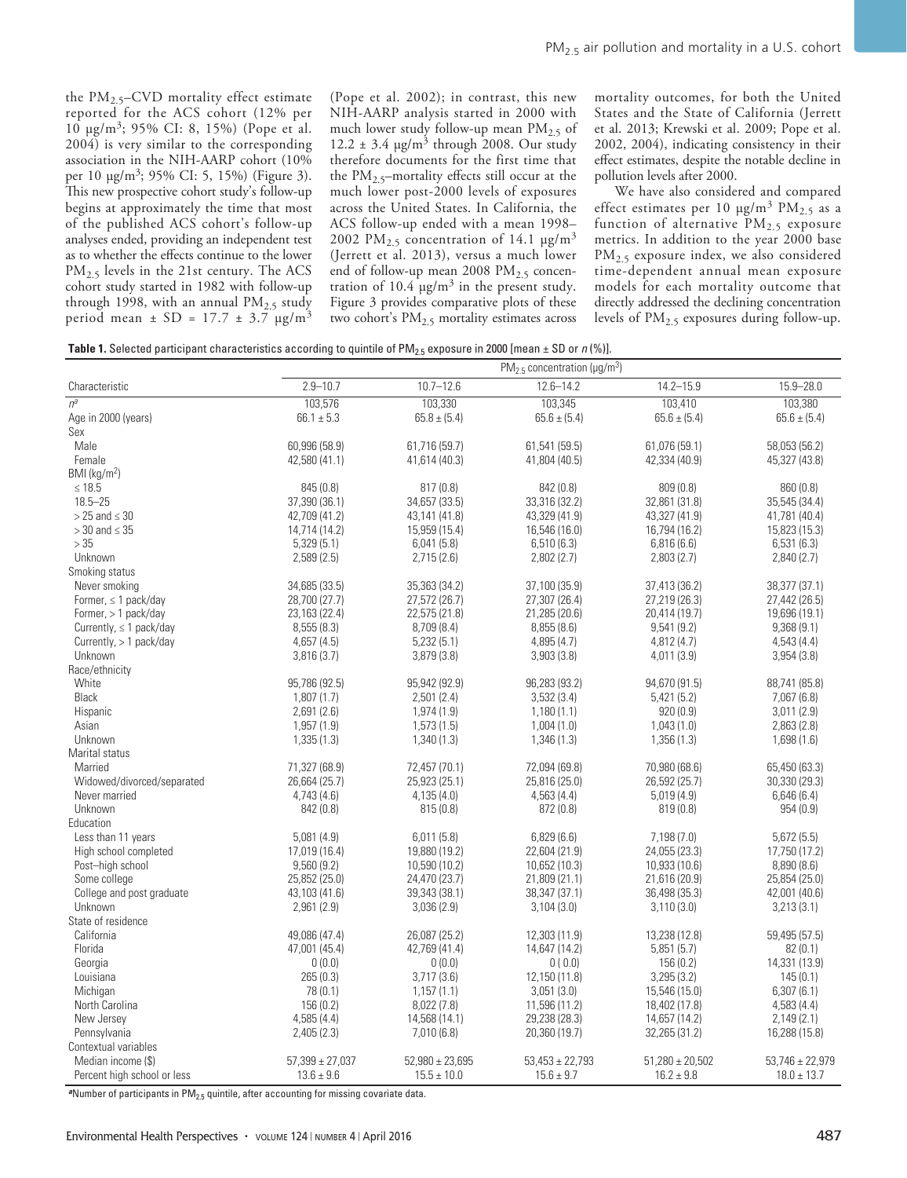the $PM_{2.5}$–CVD mortality effect estimate reported for the ACS cohort (12% per 10 μg/m$^3$; 95% CI: 8, 15%) (Pope et al. 2004) is very similar to the corresponding association in the NIH-AARP cohort (10% per 10 μg/m$^3$; 95% CI: 5, 15%) (Figure 3). This new prospective cohort study's follow-up begins at approximately the time that most of the published ACS cohort's follow-up analyses ended, providing an independent test as to whether the effects continue to the lower $PM_{2.5}$ levels in the 21st century. The ACS cohort study started in 1982 with follow-up through 1998, with an annual $PM_{2.5}$ study period mean ± SD = 17.7 ± 3.7 μg/m$^3$ (Pope et al. 2002); in contrast, this new NIH-AARP analysis started in 2000 with much lower study follow-up mean $PM_{2.5}$ of 12.2 ± 3.4 μg/m$^3$ through 2008. Our study therefore documents for the first time that the $PM_{2.5}$–mortality effects still occur at the much lower post-2000 levels of exposures across the United States. In California, the ACS follow-up ended with a mean 1998–2002 $PM_{2.5}$ concentration of 14.1 μg/m$^3$ (Jerrett et al. 2013), versus a much lower end of follow-up mean 2008 $PM_{2.5}$ concentration of 10.4 μg/m$^3$ in the present study. Figure 3 provides comparative plots of these two cohort's $PM_{2.5}$ mortality estimates across mortality outcomes, for both the United States and the State of California (Jerrett et al. 2013; Krewski et al. 2009; Pope et al. 2002, 2004), indicating consistency in their effect estimates, despite the notable decline in pollution levels after 2000.

We have also considered and compared effect estimates per 10 μg/m$^3$ $PM_{2.5}$ as a function of alternative $PM_{2.5}$ exposure metrics. In addition to the year 2000 base $PM_{2.5}$ exposure index, we also considered time-dependent annual mean exposure models for each mortality outcome that directly addressed the declining concentration levels of $PM_{2.5}$ exposures during follow-up.

**Table 1.** Selected participant characteristics according to quintile of $PM_{2.5}$ exposure in 2000 [mean ± SD or *n* (%)].

| Characteristic | $PM_{2.5}$ concentration (μg/m$^3$) | | | | |
|---|---|---|---|---|---|
| | 2.9–10.7 | 10.7–12.6 | 12.6–14.2 | 14.2–15.9 | 15.9–28.0 |
| *n*[a] | 103,576 | 103,330 | 103,345 | 103,410 | 103,380 |
| Age in 2000 (years) | 66.1 ± 5.3 | 65.8 ± (5.4) | 65.6 ± (5.4) | 65.6 ± (5.4) | 65.6 ± (5.4) |
| Sex | | | | | |
| Male | 60,996 (58.9) | 61,716 (59.7) | 61,541 (59.5) | 61,076 (59.1) | 58,053 (56.2) |
| Female | 42,580 (41.1) | 41,614 (40.3) | 41,804 (40.5) | 42,334 (40.9) | 45,327 (43.8) |
| BMI (kg/m$^2$) | | | | | |
| ≤ 18.5 | 845 (0.8) | 817 (0.8) | 842 (0.8) | 809 (0.8) | 860 (0.8) |
| 18.5–25 | 37,390 (36.1) | 34,657 (33.5) | 33,316 (32.2) | 32,861 (31.8) | 35,545 (34.4) |
| > 25 and ≤ 30 | 42,709 (41.2) | 43,141 (41.8) | 43,329 (41.9) | 43,327 (41.9) | 41,781 (40.4) |
| > 30 and ≤ 35 | 14,714 (14.2) | 15,959 (15.4) | 16,546 (16.0) | 16,794 (16.2) | 15,823 (15.3) |
| > 35 | 5,329 (5.1) | 6,041 (5.8) | 6,510 (6.3) | 6,816 (6.6) | 6,531 (6.3) |
| Unknown | 2,589 (2.5) | 2,715 (2.6) | 2,802 (2.7) | 2,803 (2.7) | 2,840 (2.7) |
| Smoking status | | | | | |
| Never smoking | 34,685 (33.5) | 35,363 (34.2) | 37,100 (35.9) | 37,413 (36.2) | 38,377 (37.1) |
| Former, ≤ 1 pack/day | 28,700 (27.7) | 27,572 (26.7) | 27,307 (26.4) | 27,219 (26.3) | 27,442 (26.5) |
| Former, > 1 pack/day | 23,163 (22.4) | 22,575 (21.8) | 21,285 (20.6) | 20,414 (19.7) | 19,696 (19.1) |
| Currently, ≤ 1 pack/day | 8,555 (8.3) | 8,709 (8.4) | 8,855 (8.6) | 9,541 (9.2) | 9,368 (9.1) |
| Currently, > 1 pack/day | 4,657 (4.5) | 5,232 (5.1) | 4,895 (4.7) | 4,812 (4.7) | 4,543 (4.4) |
| Unknown | 3,816 (3.7) | 3,879 (3.8) | 3,903 (3.8) | 4,011 (3.9) | 3,954 (3.8) |
| Race/ethnicity | | | | | |
| White | 95,786 (92.5) | 95,942 (92.9) | 96,283 (93.2) | 94,670 (91.5) | 88,741 (85.8) |
| Black | 1,807 (1.7) | 2,501 (2.4) | 3,532 (3.4) | 5,421 (5.2) | 7,067 (6.8) |
| Hispanic | 2,691 (2.6) | 1,974 (1.9) | 1,180 (1.1) | 920 (0.9) | 3,011 (2.9) |
| Asian | 1,957 (1.9) | 1,573 (1.5) | 1,004 (1.0) | 1,043 (1.0) | 2,863 (2.8) |
| Unknown | 1,335 (1.3) | 1,340 (1.3) | 1,346 (1.3) | 1,356 (1.3) | 1,698 (1.6) |
| Marital status | | | | | |
| Married | 71,327 (68.9) | 72,457 (70.1) | 72,094 (69.8) | 70,980 (68.6) | 65,450 (63.3) |
| Widowed/divorced/separated | 26,664 (25.7) | 25,923 (25.1) | 25,816 (25.0) | 26,592 (25.7) | 30,330 (29.3) |
| Never married | 4,743 (4.6) | 4,135 (4.0) | 4,563 (4.4) | 5,019 (4.9) | 6,646 (6.4) |
| Unknown | 842 (0.8) | 815 (0.8) | 872 (0.8) | 819 (0.8) | 954 (0.9) |
| Education | | | | | |
| Less than 11 years | 5,081 (4.9) | 6,011 (5.8) | 6,829 (6.6) | 7,198 (7.0) | 5,672 (5.5) |
| High school completed | 17,019 (16.4) | 19,880 (19.2) | 22,604 (21.9) | 24,055 (23.3) | 17,750 (17.2) |
| Post–high school | 9,560 (9.2) | 10,590 (10.2) | 10,652 (10.3) | 10,933 (10.6) | 8,890 (8.6) |
| Some college | 25,852 (25.0) | 24,470 (23.7) | 21,809 (21.1) | 21,616 (20.9) | 25,854 (25.0) |
| College and post graduate | 43,103 (41.6) | 39,343 (38.1) | 38,347 (37.1) | 36,498 (35.3) | 42,001 (40.6) |
| Unknown | 2,961 (2.9) | 3,036 (2.9) | 3,104 (3.0) | 3,110 (3.0) | 3,213 (3.1) |
| State of residence | | | | | |
| California | 49,086 (47.4) | 26,087 (25.2) | 12,303 (11.9) | 13,238 (12.8) | 59,495 (57.5) |
| Florida | 47,001 (45.4) | 42,769 (41.4) | 14,647 (14.2) | 5,851 (5.7) | 82 (0.1) |
| Georgia | 0 (0.0) | 0 (0.0) | 0 ( 0.0) | 156 (0.2) | 14,331 (13.9) |
| Louisiana | 265 (0.3) | 3,717 (3.6) | 12,150 (11.8) | 3,295 (3.2) | 145 (0.1) |
| Michigan | 78 (0.1) | 1,157 (1.1) | 3,051 (3.0) | 15,546 (15.0) | 6,307 (6.1) |
| North Carolina | 156 (0.2) | 8,022 (7.8) | 11,596 (11.2) | 18,402 (17.8) | 4,583 (4.4) |
| New Jersey | 4,585 (4.4) | 14,568 (14.1) | 29,238 (28.3) | 14,657 (14.2) | 2,149 (2.1) |
| Pennsylvania | 2,405 (2.3) | 7,010 (6.8) | 20,360 (19.7) | 32,265 (31.2) | 16,288 (15.8) |
| Contextual variables | | | | | |
| Median income ($) | 57,399 ± 27,037 | 52,980 ± 23,695 | 53,453 ± 22,793 | 51,280 ± 20,502 | 53,746 ± 22,979 |
| Percent high school or less | 13.6 ± 9.6 | 15.5 ± 10.0 | 15.6 ± 9.7 | 16.2 ± 9.8 | 18.0 ± 13.7 |

[a]Number of participants in $PM_{2.5}$ quintile, after accounting for missing covariate data.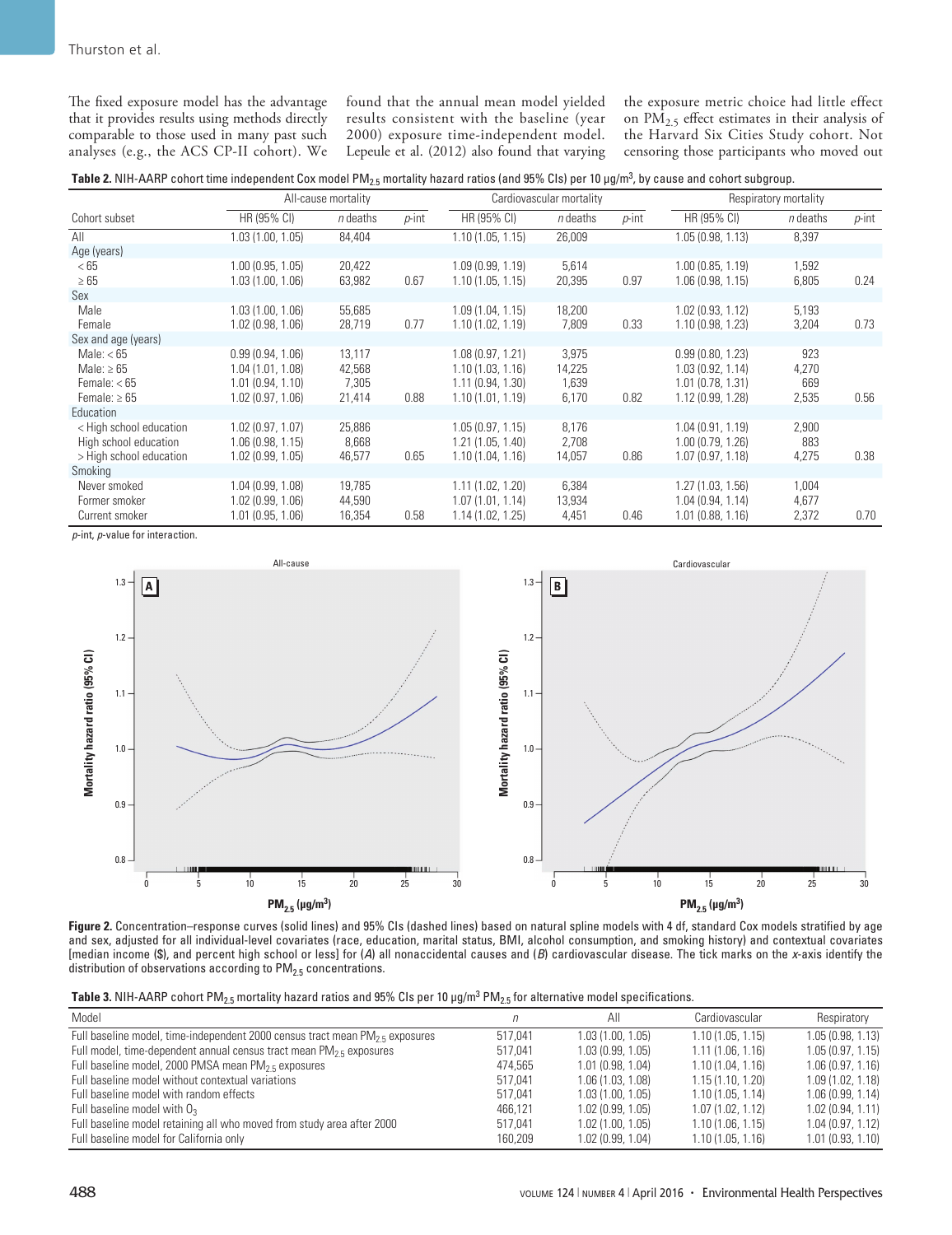The fixed exposure model has the advantage that it provides results using methods directly comparable to those used in many past such analyses (e.g., the ACS CP-II cohort). We found that the annual mean model yielded results consistent with the baseline (year 2000) exposure time-independent model. Lepeule et al. (2012) also found that varying the exposure metric choice had little effect on $PM_{2.5}$ effect estimates in their analysis of the Harvard Six Cities Study cohort. Not censoring those participants who moved out

**Table 2.** NIH-AARP cohort time independent Cox model $PM_{2.5}$ mortality hazard ratios (and 95% CIs) per 10 μg/m³, by cause and cohort subgroup.

| | All-cause mortality | | | Cardiovascular mortality | | | Respiratory mortality | | |
|---|---|---|---|---|---|---|---|---|---|
| Cohort subset | HR (95% CI) | *n* deaths | *p*-int | HR (95% CI) | *n* deaths | *p*-int | HR (95% CI) | *n* deaths | *p*-int |
| All | 1.03 (1.00, 1.05) | 84,404 | | 1.10 (1.05, 1.15) | 26,009 | | 1.05 (0.98, 1.13) | 8,397 | |
| Age (years) | | | | | | | | | |
| < 65 | 1.00 (0.95, 1.05) | 20,422 | | 1.09 (0.99, 1.19) | 5,614 | | 1.00 (0.85, 1.19) | 1,592 | |
| ≥ 65 | 1.03 (1.00, 1.06) | 63,982 | 0.67 | 1.10 (1.05, 1.15) | 20,395 | 0.97 | 1.06 (0.98, 1.15) | 6,805 | 0.24 |
| Sex | | | | | | | | | |
| Male | 1.03 (1.00, 1.06) | 55,685 | | 1.09 (1.04, 1.15) | 18,200 | | 1.02 (0.93, 1.12) | 5,193 | |
| Female | 1.02 (0.98, 1.06) | 28,719 | 0.77 | 1.10 (1.02, 1.19) | 7,809 | 0.33 | 1.10 (0.98, 1.23) | 3,204 | 0.73 |
| Sex and age (years) | | | | | | | | | |
| Male: < 65 | 0.99 (0.94, 1.06) | 13,117 | | 1.08 (0.97, 1.21) | 3,975 | | 0.99 (0.80, 1.23) | 923 | |
| Male: ≥ 65 | 1.04 (1.01, 1.08) | 42,568 | | 1.10 (1.03, 1.16) | 14,225 | | 1.03 (0.92, 1.14) | 4,270 | |
| Female: < 65 | 1.01 (0.94, 1.10) | 7,305 | | 1.11 (0.94, 1.30) | 1,639 | | 1.01 (0.78, 1.31) | 669 | |
| Female: ≥ 65 | 1.02 (0.97, 1.06) | 21,414 | 0.88 | 1.10 (1.01, 1.19) | 6,170 | 0.82 | 1.12 (0.99, 1.28) | 2,535 | 0.56 |
| Education | | | | | | | | | |
| < High school education | 1.02 (0.97, 1.07) | 25,886 | | 1.05 (0.97, 1.15) | 8,176 | | 1.04 (0.91, 1.19) | 2,900 | |
| High school education | 1.06 (0.98, 1.15) | 8,668 | | 1.21 (1.05, 1.40) | 2,708 | | 1.00 (0.79, 1.26) | 883 | |
| > High school education | 1.02 (0.99, 1.05) | 46,577 | 0.65 | 1.10 (1.04, 1.16) | 14,057 | 0.86 | 1.07 (0.97, 1.18) | 4,275 | 0.38 |
| Smoking | | | | | | | | | |
| Never smoked | 1.04 (0.99, 1.08) | 19,785 | | 1.11 (1.02, 1.20) | 6,384 | | 1.27 (1.03, 1.56) | 1,004 | |
| Former smoker | 1.02 (0.99, 1.06) | 44,590 | | 1.07 (1.01, 1.14) | 13,934 | | 1.04 (0.94, 1.14) | 4,677 | |
| Current smoker | 1.01 (0.95, 1.06) | 16,354 | 0.58 | 1.14 (1.02, 1.25) | 4,451 | 0.46 | 1.01 (0.88, 1.16) | 2,372 | 0.70 |

*p*-int, *p*-value for interaction.

**Figure 2.** Concentration–response curves (solid lines) and 95% CIs (dashed lines) based on natural spline models with 4 df, standard Cox models stratified by age and sex, adjusted for all individual-level covariates (race, education, marital status, BMI, alcohol consumption, and smoking history) and contextual covariates [median income ($), and percent high school or less] for (*A*) all nonaccidental causes and (*B*) cardiovascular disease. The tick marks on the *x*-axis identify the distribution of observations according to $PM_{2.5}$ concentrations.

**Table 3.** NIH-AARP cohort $PM_{2.5}$ mortality hazard ratios and 95% CIs per 10 μg/m³ $PM_{2.5}$ for alternative model specifications.

| Model | *n* | All | Cardiovascular | Respiratory |
|---|---|---|---|---|
| Full baseline model, time-independent 2000 census tract mean $PM_{2.5}$ exposures | 517,041 | 1.03 (1.00, 1.05) | 1.10 (1.05, 1.15) | 1.05 (0.98, 1.13) |
| Full model, time-dependent annual census tract mean $PM_{2.5}$ exposures | 517,041 | 1.03 (0.99, 1.05) | 1.11 (1.06, 1.16) | 1.05 (0.97, 1.15) |
| Full baseline model, 2000 PMSA mean $PM_{2.5}$ exposures | 474,565 | 1.01 (0.98, 1.04) | 1.10 (1.04, 1.16) | 1.06 (0.97, 1.16) |
| Full baseline model without contextual variations | 517,041 | 1.06 (1.03, 1.08) | 1.15 (1.10, 1.20) | 1.09 (1.02, 1.18) |
| Full baseline model with random effects | 517,041 | 1.03 (1.00, 1.05) | 1.10 (1.05, 1.14) | 1.06 (0.99, 1.14) |
| Full baseline model with $O_3$ | 466,121 | 1.02 (0.99, 1.05) | 1.07 (1.02, 1.12) | 1.02 (0.94, 1.11) |
| Full baseline model retaining all who moved from study area after 2000 | 517,041 | 1.02 (1.00, 1.05) | 1.10 (1.06, 1.15) | 1.04 (0.97, 1.12) |
| Full baseline model for California only | 160,209 | 1.02 (0.99, 1.04) | 1.10 (1.05, 1.16) | 1.01 (0.93, 1.10) |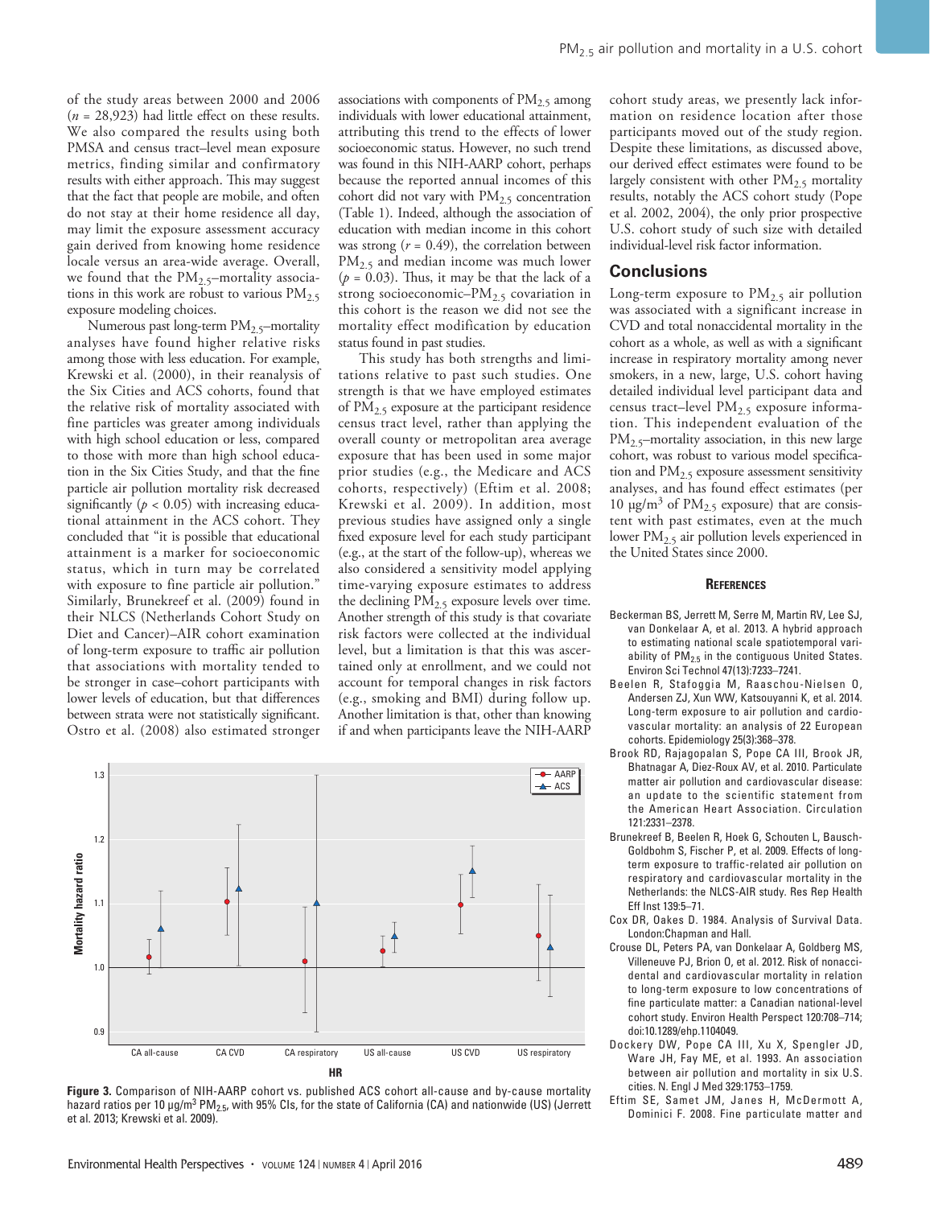of the study areas between 2000 and 2006 ($n$ = 28,923) had little effect on these results. We also compared the results using both PMSA and census tract–level mean exposure metrics, finding similar and confirmatory results with either approach. This may suggest that the fact that people are mobile, and often do not stay at their home residence all day, may limit the exposure assessment accuracy gain derived from knowing home residence locale versus an area-wide average. Overall, we found that the $PM_{2.5}$–mortality associations in this work are robust to various $PM_{2.5}$ exposure modeling choices.

Numerous past long-term $PM_{2.5}$–mortality analyses have found higher relative risks among those with less education. For example, Krewski et al. (2000), in their reanalysis of the Six Cities and ACS cohorts, found that the relative risk of mortality associated with fine particles was greater among individuals with high school education or less, compared to those with more than high school education in the Six Cities Study, and that the fine particle air pollution mortality risk decreased significantly ($p < 0.05$) with increasing educational attainment in the ACS cohort. They concluded that "it is possible that educational attainment is a marker for socioeconomic status, which in turn may be correlated with exposure to fine particle air pollution." Similarly, Brunekreef et al. (2009) found in their NLCS (Netherlands Cohort Study on Diet and Cancer)–AIR cohort examination of long-term exposure to traffic air pollution that associations with mortality tended to be stronger in case–cohort participants with lower levels of education, but that differences between strata were not statistically significant. Ostro et al. (2008) also estimated stronger associations with components of $PM_{2.5}$ among individuals with lower educational attainment, attributing this trend to the effects of lower socioeconomic status. However, no such trend was found in this NIH-AARP cohort, perhaps because the reported annual incomes of this cohort did not vary with $PM_{2.5}$ concentration (Table 1). Indeed, although the association of education with median income in this cohort was strong ($r$ = 0.49), the correlation between $PM_{2.5}$ and median income was much lower ($p$ = 0.03). Thus, it may be that the lack of a strong socioeconomic–$PM_{2.5}$ covariation in this cohort is the reason we did not see the mortality effect modification by education status found in past studies.

This study has both strengths and limitations relative to past such studies. One strength is that we have employed estimates of $PM_{2.5}$ exposure at the participant residence census tract level, rather than applying the overall county or metropolitan area average exposure that has been used in some major prior studies (e.g., the Medicare and ACS cohorts, respectively) (Eftim et al. 2008; Krewski et al. 2009). In addition, most previous studies have assigned only a single fixed exposure level for each study participant (e.g., at the start of the follow-up), whereas we also considered a sensitivity model applying time-varying exposure estimates to address the declining $PM_{2.5}$ exposure levels over time. Another strength of this study is that covariate risk factors were collected at the individual level, but a limitation is that this was ascertained only at enrollment, and we could not account for temporal changes in risk factors (e.g., smoking and BMI) during follow up. Another limitation is that, other than knowing if and when participants leave the NIH-AARP cohort study areas, we presently lack information on residence location after those participants moved out of the study region. Despite these limitations, as discussed above, our derived effect estimates were found to be largely consistent with other $PM_{2.5}$ mortality results, notably the ACS cohort study (Pope et al. 2002, 2004), the only prior prospective U.S. cohort study of such size with detailed individual-level risk factor information.

## Conclusions

Long-term exposure to $PM_{2.5}$ air pollution was associated with a significant increase in CVD and total nonaccidental mortality in the cohort as a whole, as well as with a significant increase in respiratory mortality among never smokers, in a new, large, U.S. cohort having detailed individual level participant data and census tract–level $PM_{2.5}$ exposure information. This independent evaluation of the $PM_{2.5}$–mortality association, in this new large cohort, was robust to various model specification and $PM_{2.5}$ exposure assessment sensitivity analyses, and has found effect estimates (per 10 μg/m$^3$ of $PM_{2.5}$ exposure) that are consistent with past estimates, even at the much lower $PM_{2.5}$ air pollution levels experienced in the United States since 2000.

**Figure 3.** Comparison of NIH-AARP cohort vs. published ACS cohort all-cause and by-cause mortality hazard ratios per 10 μg/m$^3$ $PM_{2.5}$, with 95% CIs, for the state of California (CA) and nationwide (US) (Jerrett et al. 2013; Krewski et al. 2009).

### References

Beckerman BS, Jerrett M, Serre M, Martin RV, Lee SJ, van Donkelaar A, et al. 2013. A hybrid approach to estimating national scale spatiotemporal variability of $PM_{2.5}$ in the contiguous United States. Environ Sci Technol 47(13):7233–7241.

Beelen R, Stafoggia M, Raaschou-Nielsen O, Andersen ZJ, Xun WW, Katsouyanni K, et al. 2014. Long-term exposure to air pollution and cardiovascular mortality: an analysis of 22 European cohorts. Epidemiology 25(3):368–378.

Brook RD, Rajagopalan S, Pope CA III, Brook JR, Bhatnagar A, Diez-Roux AV, et al. 2010. Particulate matter air pollution and cardiovascular disease: an update to the scientific statement from the American Heart Association. Circulation 121:2331–2378.

Brunekreef B, Beelen R, Hoek G, Schouten L, Bausch-Goldbohm S, Fischer P, et al. 2009. Effects of long-term exposure to traffic-related air pollution on respiratory and cardiovascular mortality in the Netherlands: the NLCS-AIR study. Res Rep Health Eff Inst 139:5–71.

Cox DR, Oakes D. 1984. Analysis of Survival Data. London:Chapman and Hall.

Crouse DL, Peters PA, van Donkelaar A, Goldberg MS, Villeneuve PJ, Brion O, et al. 2012. Risk of nonaccidental and cardiovascular mortality in relation to long-term exposure to low concentrations of fine particulate matter: a Canadian national-level cohort study. Environ Health Perspect 120:708–714; doi:10.1289/ehp.1104049.

Dockery DW, Pope CA III, Xu X, Spengler JD, Ware JH, Fay ME, et al. 1993. An association between air pollution and mortality in six U.S. cities. N. Engl J Med 329:1753–1759.

Eftim SE, Samet JM, Janes H, McDermott A, Dominici F. 2008. Fine particulate matter and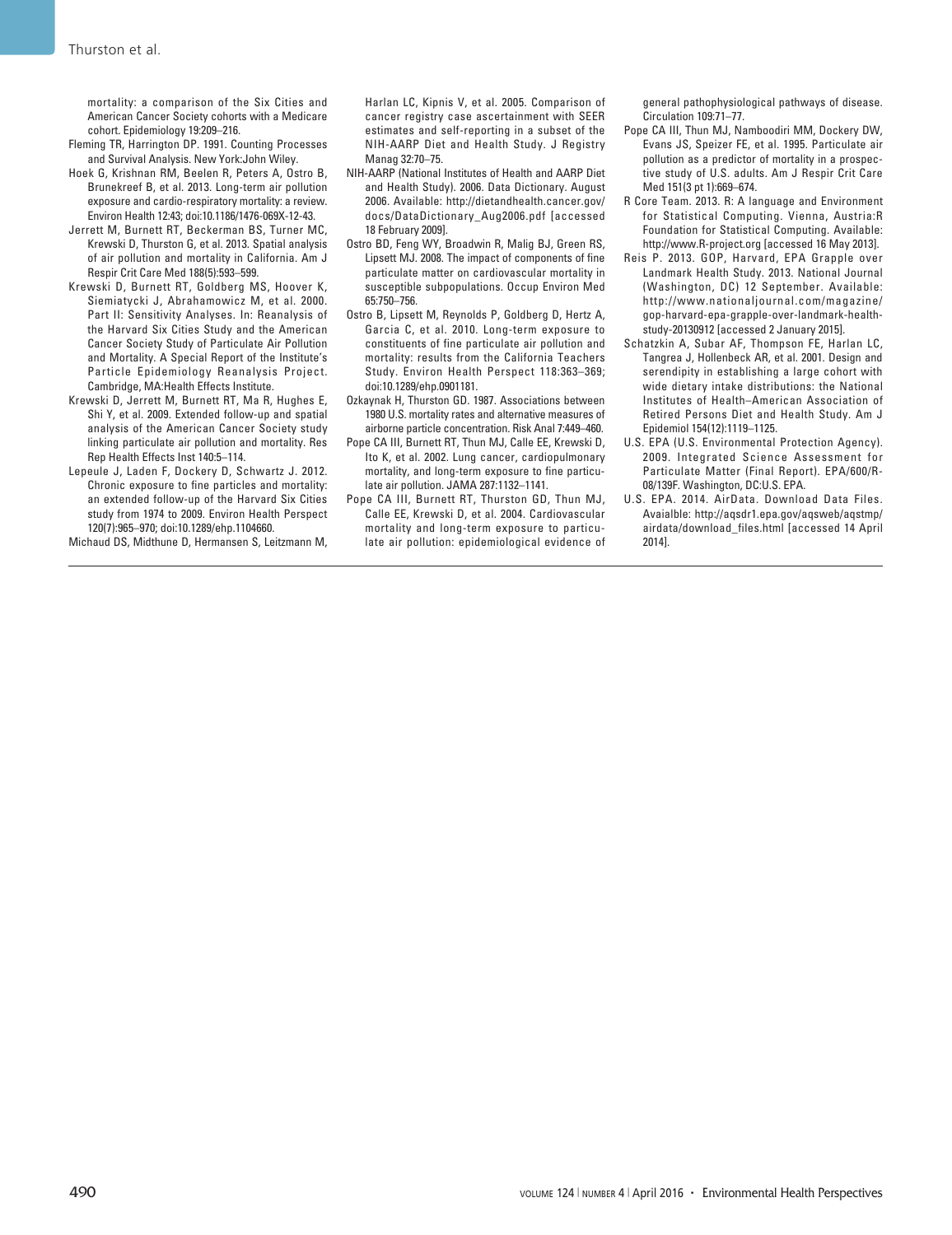mortality: a comparison of the Six Cities and American Cancer Society cohorts with a Medicare cohort. Epidemiology 19:209–216.

Fleming TR, Harrington DP. 1991. Counting Processes and Survival Analysis. New York:John Wiley.

Hoek G, Krishnan RM, Beelen R, Peters A, Ostro B, Brunekreef B, et al. 2013. Long-term air pollution exposure and cardio-respiratory mortality: a review. Environ Health 12:43; doi:10.1186/1476-069X-12-43.

Jerrett M, Burnett RT, Beckerman BS, Turner MC, Krewski D, Thurston G, et al. 2013. Spatial analysis of air pollution and mortality in California. Am J Respir Crit Care Med 188(5):593–599.

Krewski D, Burnett RT, Goldberg MS, Hoover K, Siemiatycki J, Abrahamowicz M, et al. 2000. Part II: Sensitivity Analyses. In: Reanalysis of the Harvard Six Cities Study and the American Cancer Society Study of Particulate Air Pollution and Mortality. A Special Report of the Institute's Particle Epidemiology Reanalysis Project. Cambridge, MA:Health Effects Institute.

Krewski D, Jerrett M, Burnett RT, Ma R, Hughes E, Shi Y, et al. 2009. Extended follow-up and spatial analysis of the American Cancer Society study linking particulate air pollution and mortality. Res Rep Health Effects Inst 140:5–114.

Lepeule J, Laden F, Dockery D, Schwartz J. 2012. Chronic exposure to fine particles and mortality: an extended follow-up of the Harvard Six Cities study from 1974 to 2009. Environ Health Perspect 120(7):965–970; doi:10.1289/ehp.1104660.

Michaud DS, Midthune D, Hermansen S, Leitzmann M, Harlan LC, Kipnis V, et al. 2005. Comparison of cancer registry case ascertainment with SEER estimates and self-reporting in a subset of the NIH-AARP Diet and Health Study. J Registry Manag 32:70–75.

NIH-AARP (National Institutes of Health and AARP Diet and Health Study). 2006. Data Dictionary. August 2006. Available: http://dietandhealth.cancer.gov/docs/DataDictionary_Aug2006.pdf [accessed 18 February 2009].

Ostro BD, Feng WY, Broadwin R, Malig BJ, Green RS, Lipsett MJ. 2008. The impact of components of fine particulate matter on cardiovascular mortality in susceptible subpopulations. Occup Environ Med 65:750–756.

Ostro B, Lipsett M, Reynolds P, Goldberg D, Hertz A, Garcia C, et al. 2010. Long-term exposure to constituents of fine particulate air pollution and mortality: results from the California Teachers Study. Environ Health Perspect 118:363–369; doi:10.1289/ehp.0901181.

Ozkaynak H, Thurston GD. 1987. Associations between 1980 U.S. mortality rates and alternative measures of airborne particle concentration. Risk Anal 7:449–460.

Pope CA III, Burnett RT, Thun MJ, Calle EE, Krewski D, Ito K, et al. 2002. Lung cancer, cardiopulmonary mortality, and long-term exposure to fine particulate air pollution. JAMA 287:1132–1141.

Pope CA III, Burnett RT, Thurston GD, Thun MJ, Calle EE, Krewski D, et al. 2004. Cardiovascular mortality and long-term exposure to particulate air pollution: epidemiological evidence of general pathophysiological pathways of disease. Circulation 109:71–77.

Pope CA III, Thun MJ, Namboodiri MM, Dockery DW, Evans JS, Speizer FE, et al. 1995. Particulate air pollution as a predictor of mortality in a prospective study of U.S. adults. Am J Respir Crit Care Med 151(3 pt 1):669–674.

R Core Team. 2013. R: A language and Environment for Statistical Computing. Vienna, Austria:R Foundation for Statistical Computing. Available: http://www.R-project.org [accessed 16 May 2013].

Reis P. 2013. GOP, Harvard, EPA Grapple over Landmark Health Study. 2013. National Journal (Washington, DC) 12 September. Available: http://www.nationaljournal.com/magazine/gop-harvard-epa-grapple-over-landmark-health-study-20130912 [accessed 2 January 2015].

Schatzkin A, Subar AF, Thompson FE, Harlan LC, Tangrea J, Hollenbeck AR, et al. 2001. Design and serendipity in establishing a large cohort with wide dietary intake distributions: the National Institutes of Health–American Association of Retired Persons Diet and Health Study. Am J Epidemiol 154(12):1119–1125.

U.S. EPA (U.S. Environmental Protection Agency). 2009. Integrated Science Assessment for Particulate Matter (Final Report). EPA/600/R-08/139F. Washington, DC:U.S. EPA.

U.S. EPA. 2014. AirData. Download Data Files. Avaialble: http://aqsdr1.epa.gov/aqsweb/aqstmp/airdata/download_files.html [accessed 14 April 2014].